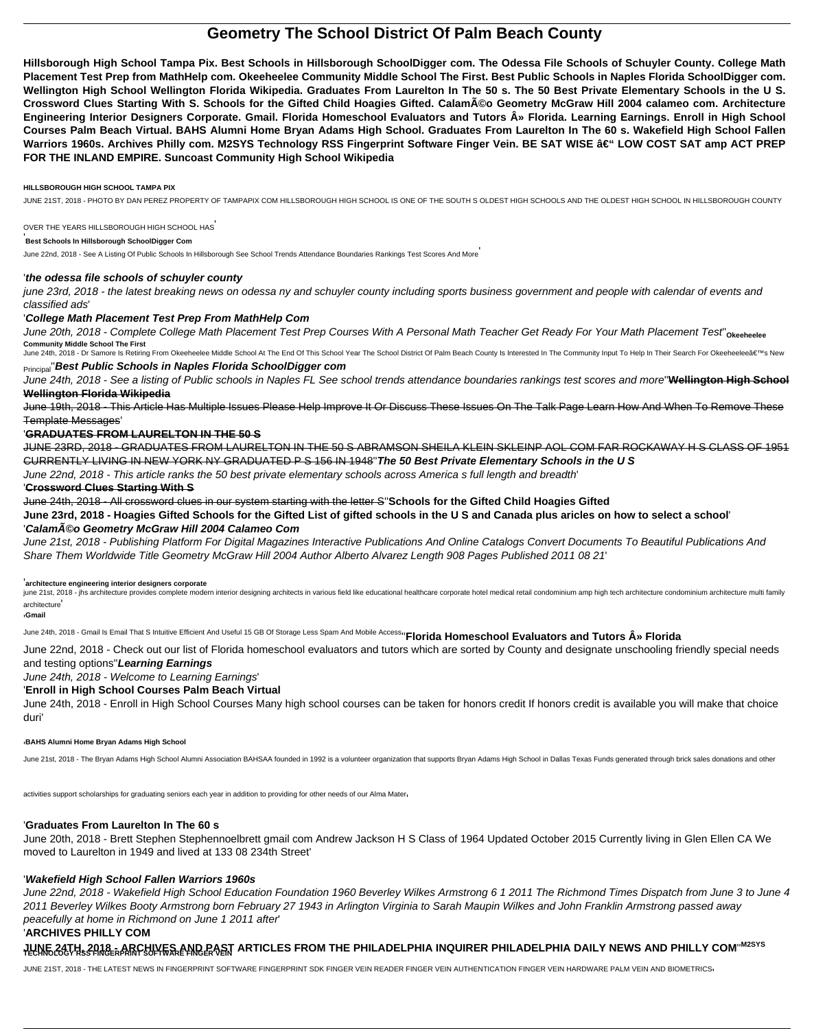# Geometry The School District Of Palm Beach County

**Hillsborough High School Tampa Pix. Best Schools in Hillsborough SchoolDigger com. The Odessa File Schools of Schuyler County. College Math Placement Test Prep from MathHelp com. Okeeheelee Community Middle School The First. Best Public Schools in Naples Florida SchoolDigger com. Wellington High School Wellington Florida Wikipedia. Graduates From Laurelton In The 50 s. The 50 Best Private Elementary Schools in the U S. Crossword Clues Starting With S. Schools for the Gifted Child Hoagies Gifted. CalamÃ©o Geometry McGraw Hill 2004 calameo com. Architecture Engineering Interior Designers Corporate. Gmail. Florida Homeschool Evaluators and Tutors Â» Florida. Learning Earnings. Enroll in High School Courses Palm Beach Virtual. BAHS Alumni Home Bryan Adams High School. Graduates From Laurelton In The 60 s. Wakefield High School Fallen Warriors 1960s. Archives Philly com. M2SYS Technology RSS Fingerprint Software Finger Vein. BE SAT WISE â€“ LOW COST SAT amp ACT PREP FOR THE INLAND EMPIRE. Suncoast Community High School Wikipedia**

**HILLSBOROUGH HIGH SCHOOL TAMPA PIX**

JUNE 21ST, 2018 - PHOTO BY DAN PEREZ PROPERTY OF TAMPAPIX COM HILLSBOROUGH HIGH SCHOOL IS ONE OF THE SOUTH S OLDEST HIGH SCHOOLS AND THE OLDEST HIGH SCHOOL IN HILLSBOROUGH COUNTY OVER THE YEARS HILLSBOROUGH HIGH SCHOOL HAS'

'**Best Schools In Hillsborough SchoolDigger Com**

June 22nd, 2018 - See A Listing Of Public Schools In Hillsborough See School Trends Attendance Boundaries Rankings Test Scores And More'

'***the odessa file schools of schuyler county***

*june 23rd, 2018 - the latest breaking news on odessa ny and schuyler county including sports business government and people with calendar of events and classified ads*'

'***College Math Placement Test Prep From MathHelp Com***

*June 20th, 2018 - Complete College Math Placement Test Prep Courses With A Personal Math Teacher Get Ready For Your Math Placement Test*''**Okeeheelee Community Middle School The First**

June 24th, 2018 - Dr Samore Is Retiring From Okeeheelee Middle School At The End Of This School Year The School District Of Palm Beach County Is Interested In The Community Input To Help In Their Search For Okeeheeleeâ€™s New Principal''***Best Public Schools in Naples Florida SchoolDigger com***

*June 24th, 2018 - See a listing of Public schools in Naples FL See school trends attendance boundaries rankings test scores and more*''**Wellington High School Wellington Florida Wikipedia**

June 19th, 2018 - This Article Has Multiple Issues Please Help Improve It Or Discuss These Issues On The Talk Page Learn How And When To Remove These Template Messages'

'**GRADUATES FROM LAURELTON IN THE 50 S**

JUNE 23RD, 2018 - GRADUATES FROM LAURELTON IN THE 50 S ABRAMSON SHEILA KLEIN SKLEINP AOL COM FAR ROCKAWAY H S CLASS OF 1951 CURRENTLY LIVING IN NEW YORK NY GRADUATED P S 156 IN 1948''***The 50 Best Private Elementary Schools in the U S***

*June 22nd, 2018 - This article ranks the 50 best private elementary schools across America s full length and breadth*'

'**Crossword Clues Starting With S**

June 24th, 2018 - All crossword clues in our system starting with the letter S''**Schools for the Gifted Child Hoagies Gifted**

**June 23rd, 2018 - Hoagies Gifted Schools for the Gifted List of gifted schools in the U S and Canada plus aricles on how to select a school**'

'***CalamÃ©o Geometry McGraw Hill 2004 Calameo Com***

*June 21st, 2018 - Publishing Platform For Digital Magazines Interactive Publications And Online Catalogs Convert Documents To Beautiful Publications And Share Them Worldwide Title Geometry McGraw Hill 2004 Author Alberto Alvarez Length 908 Pages Published 2011 08 21*'

'**architecture engineering interior designers corporate**

june 21st, 2018 - jhs architecture provides complete modern interior designing architects in various field like educational healthcare corporate hotel medical retail condominium amp high tech architecture condominium architecture multi family architecture'

'**Gmail**

June 24th, 2018 - Gmail Is Email That S Intuitive Efficient And Useful 15 GB Of Storage Less Spam And Mobile Access''**Florida Homeschool Evaluators and Tutors Â» Florida**

June 22nd, 2018 - Check out our list of Florida homeschool evaluators and tutors which are sorted by County and designate unschooling friendly special needs and testing options''***Learning Earnings***

*June 24th, 2018 - Welcome to Learning Earnings*'

'**Enroll in High School Courses Palm Beach Virtual**

June 24th, 2018 - Enroll in High School Courses Many high school courses can be taken for honors credit If honors credit is available you will make that choice duri'

'**BAHS Alumni Home Bryan Adams High School**

June 21st, 2018 - The Bryan Adams High School Alumni Association BAHSAA founded in 1992 is a volunteer organization that supports Bryan Adams High School in Dallas Texas Funds generated through brick sales donations and other activities support scholarships for graduating seniors each year in addition to providing for other needs of our Alma Mater'

'**Graduates From Laurelton In The 60 s**

June 20th, 2018 - Brett Stephen Stephennoelbrett gmail com Andrew Jackson H S Class of 1964 Updated October 2015 Currently living in Glen Ellen CA We moved to Laurelton in 1949 and lived at 133 08 234th Street'

'***Wakefield High School Fallen Warriors 1960s***

*June 22nd, 2018 - Wakefield High School Education Foundation 1960 Beverley Wilkes Armstrong 6 1 2011 The Richmond Times Dispatch from June 3 to June 4 2011 Beverley Wilkes Booty Armstrong born February 27 1943 in Arlington Virginia to Sarah Maupin Wilkes and John Franklin Armstrong passed away peacefully at home in Richmond on June 1 2011 after*'

'**ARCHIVES PHILLY COM**

**JUNE 24TH, 2018 - ARCHIVES AND PAST ARTICLES FROM THE PHILADELPHIA INQUIRER PHILADELPHIA DAILY NEWS AND PHILLY COM**''**M2SYS TECHNOLOGY RSS FINGERPRINT SOFTWARE FINGER VEIN**

JUNE 21ST, 2018 - THE LATEST NEWS IN FINGERPRINT SOFTWARE FINGERPRINT SDK FINGER VEIN READER FINGER VEIN AUTHENTICATION FINGER VEIN HARDWARE PALM VEIN AND BIOMETRICS'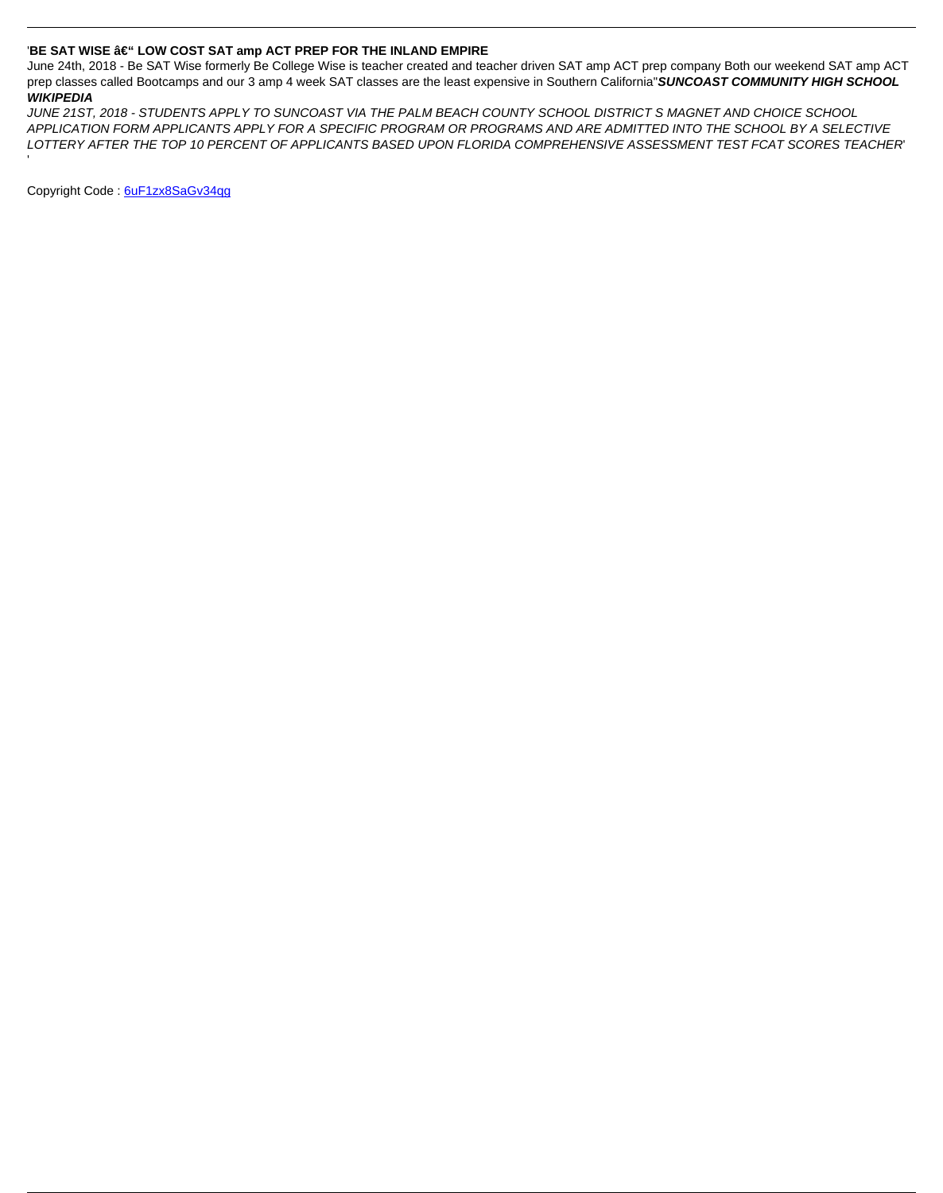'**BE SAT WISE â€“ LOW COST SAT amp ACT PREP FOR THE INLAND EMPIRE**

June 24th, 2018 - Be SAT Wise formerly Be College Wise is teacher created and teacher driven SAT amp ACT prep company Both our weekend SAT amp ACT prep classes called Bootcamps and our 3 amp 4 week SAT classes are the least expensive in Southern California''***SUNCOAST COMMUNITY HIGH SCHOOL WIKIPEDIA***

*JUNE 21ST, 2018 - STUDENTS APPLY TO SUNCOAST VIA THE PALM BEACH COUNTY SCHOOL DISTRICT S MAGNET AND CHOICE SCHOOL APPLICATION FORM APPLICANTS APPLY FOR A SPECIFIC PROGRAM OR PROGRAMS AND ARE ADMITTED INTO THE SCHOOL BY A SELECTIVE LOTTERY AFTER THE TOP 10 PERCENT OF APPLICANTS BASED UPON FLORIDA COMPREHENSIVE ASSESSMENT TEST FCAT SCORES TEACHER*''

Copyright Code : 6uF1zx8SaGv34qg